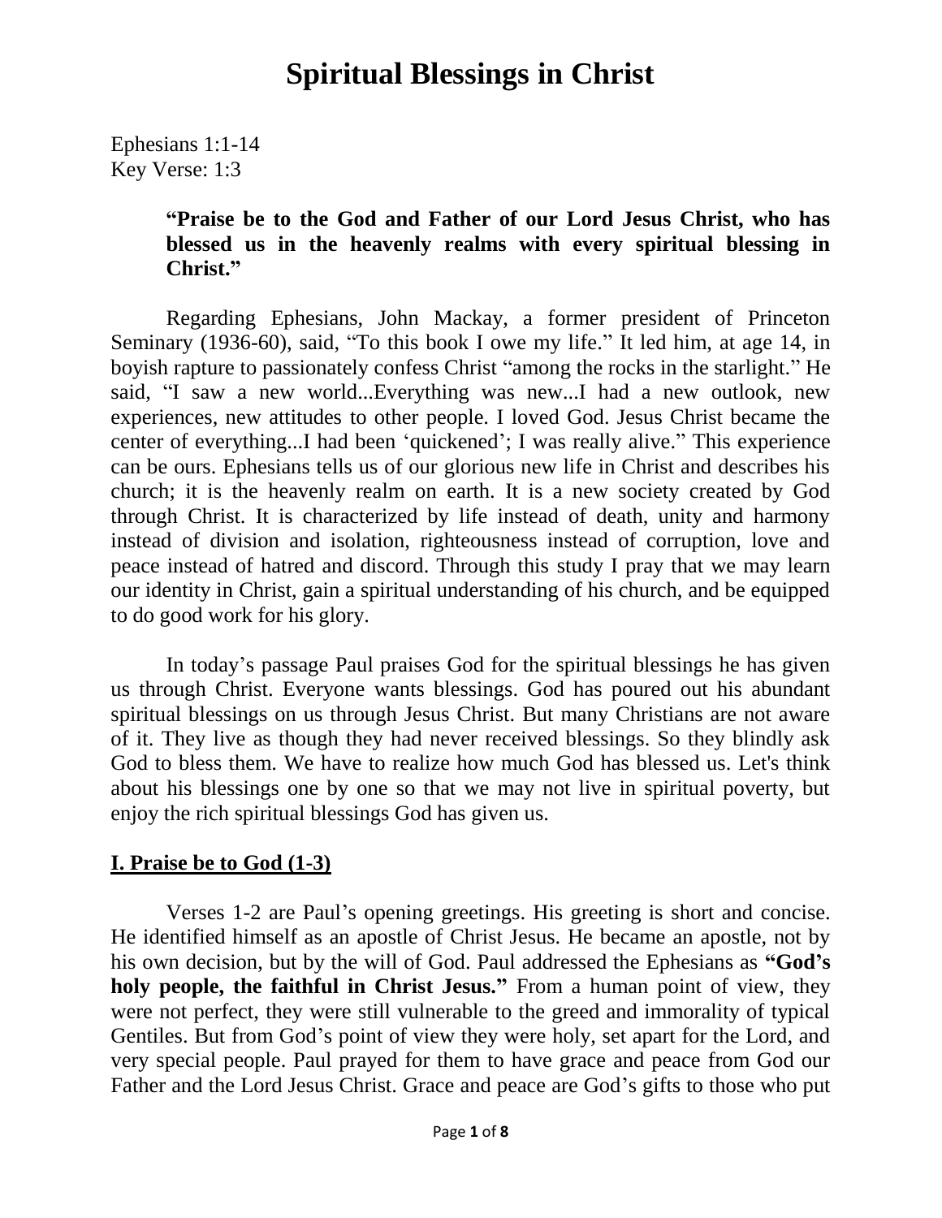# Spiritual Blessings in Christ

Ephesians 1:1-14
Key Verse: 1:3

> **"Praise be to the God and Father of our Lord Jesus Christ, who has blessed us in the heavenly realms with every spiritual blessing in Christ."**

Regarding Ephesians, John Mackay, a former president of Princeton Seminary (1936-60), said, "To this book I owe my life." It led him, at age 14, in boyish rapture to passionately confess Christ "among the rocks in the starlight." He said, "I saw a new world...Everything was new...I had a new outlook, new experiences, new attitudes to other people. I loved God. Jesus Christ became the center of everything...I had been 'quickened'; I was really alive." This experience can be ours. Ephesians tells us of our glorious new life in Christ and describes his church; it is the heavenly realm on earth. It is a new society created by God through Christ. It is characterized by life instead of death, unity and harmony instead of division and isolation, righteousness instead of corruption, love and peace instead of hatred and discord. Through this study I pray that we may learn our identity in Christ, gain a spiritual understanding of his church, and be equipped to do good work for his glory.

In today's passage Paul praises God for the spiritual blessings he has given us through Christ. Everyone wants blessings. God has poured out his abundant spiritual blessings on us through Jesus Christ. But many Christians are not aware of it. They live as though they had never received blessings. So they blindly ask God to bless them. We have to realize how much God has blessed us. Let's think about his blessings one by one so that we may not live in spiritual poverty, but enjoy the rich spiritual blessings God has given us.

## I. Praise be to God (1-3)

Verses 1-2 are Paul's opening greetings. His greeting is short and concise. He identified himself as an apostle of Christ Jesus. He became an apostle, not by his own decision, but by the will of God. Paul addressed the Ephesians as **"God's holy people, the faithful in Christ Jesus."** From a human point of view, they were not perfect, they were still vulnerable to the greed and immorality of typical Gentiles. But from God's point of view they were holy, set apart for the Lord, and very special people. Paul prayed for them to have grace and peace from God our Father and the Lord Jesus Christ. Grace and peace are God's gifts to those who put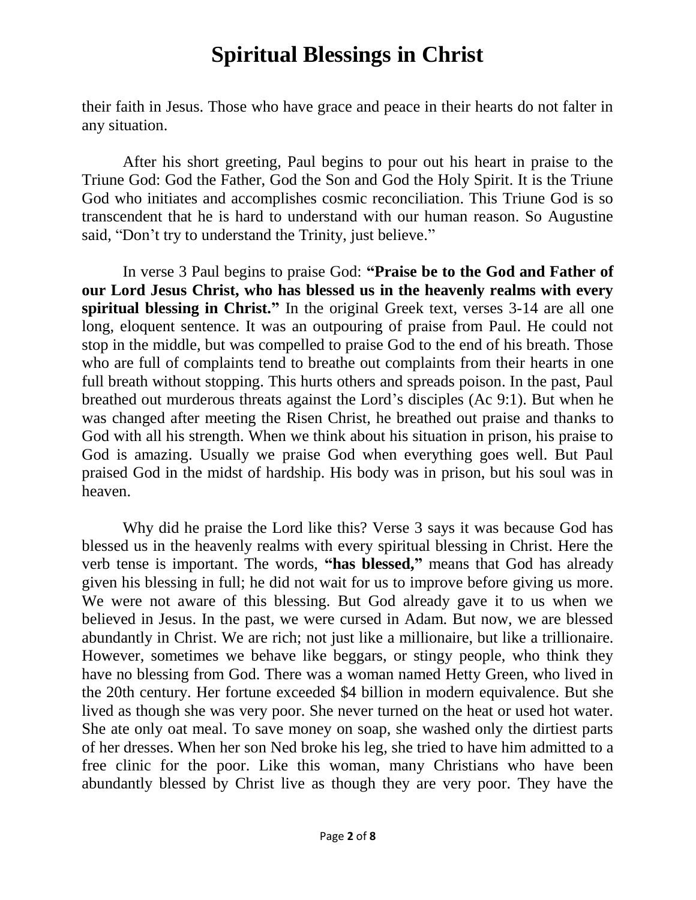their faith in Jesus. Those who have grace and peace in their hearts do not falter in any situation.

After his short greeting, Paul begins to pour out his heart in praise to the Triune God: God the Father, God the Son and God the Holy Spirit. It is the Triune God who initiates and accomplishes cosmic reconciliation. This Triune God is so transcendent that he is hard to understand with our human reason. So Augustine said, "Don't try to understand the Trinity, just believe."

In verse 3 Paul begins to praise God: **"Praise be to the God and Father of our Lord Jesus Christ, who has blessed us in the heavenly realms with every spiritual blessing in Christ."** In the original Greek text, verses 3-14 are all one long, eloquent sentence. It was an outpouring of praise from Paul. He could not stop in the middle, but was compelled to praise God to the end of his breath. Those who are full of complaints tend to breathe out complaints from their hearts in one full breath without stopping. This hurts others and spreads poison. In the past, Paul breathed out murderous threats against the Lord's disciples (Ac 9:1). But when he was changed after meeting the Risen Christ, he breathed out praise and thanks to God with all his strength. When we think about his situation in prison, his praise to God is amazing. Usually we praise God when everything goes well. But Paul praised God in the midst of hardship. His body was in prison, but his soul was in heaven.

Why did he praise the Lord like this? Verse 3 says it was because God has blessed us in the heavenly realms with every spiritual blessing in Christ. Here the verb tense is important. The words, **"has blessed,"** means that God has already given his blessing in full; he did not wait for us to improve before giving us more. We were not aware of this blessing. But God already gave it to us when we believed in Jesus. In the past, we were cursed in Adam. But now, we are blessed abundantly in Christ. We are rich; not just like a millionaire, but like a trillionaire. However, sometimes we behave like beggars, or stingy people, who think they have no blessing from God. There was a woman named Hetty Green, who lived in the 20th century. Her fortune exceeded $4 billion in modern equivalence. But she lived as though she was very poor. She never turned on the heat or used hot water. She ate only oat meal. To save money on soap, she washed only the dirtiest parts of her dresses. When her son Ned broke his leg, she tried to have him admitted to a free clinic for the poor. Like this woman, many Christians who have been abundantly blessed by Christ live as though they are very poor. They have the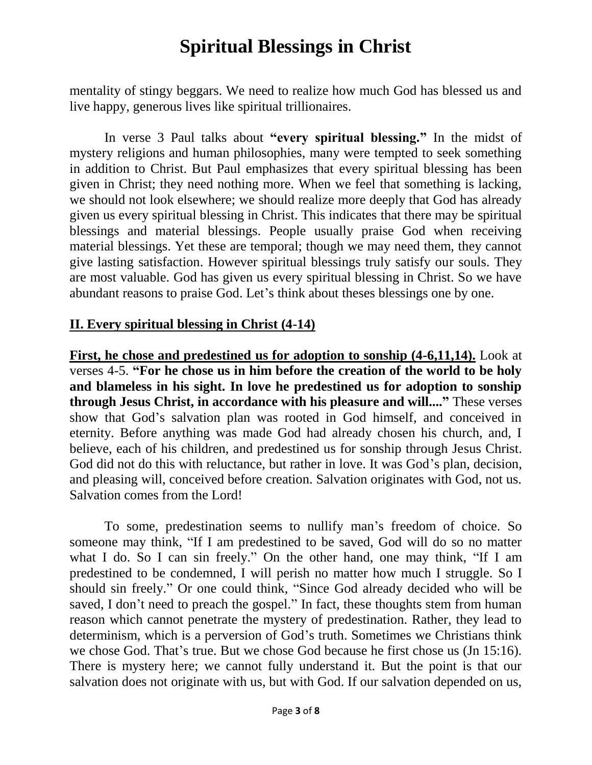mentality of stingy beggars. We need to realize how much God has blessed us and live happy, generous lives like spiritual trillionaires.

In verse 3 Paul talks about **"every spiritual blessing."** In the midst of mystery religions and human philosophies, many were tempted to seek something in addition to Christ. But Paul emphasizes that every spiritual blessing has been given in Christ; they need nothing more. When we feel that something is lacking, we should not look elsewhere; we should realize more deeply that God has already given us every spiritual blessing in Christ. This indicates that there may be spiritual blessings and material blessings. People usually praise God when receiving material blessings. Yet these are temporal; though we may need them, they cannot give lasting satisfaction. However spiritual blessings truly satisfy our souls. They are most valuable. God has given us every spiritual blessing in Christ. So we have abundant reasons to praise God. Let's think about theses blessings one by one.

## II. Every spiritual blessing in Christ (4-14)

**First, he chose and predestined us for adoption to sonship (4-6,11,14).** Look at verses 4-5. **"For he chose us in him before the creation of the world to be holy and blameless in his sight. In love he predestined us for adoption to sonship through Jesus Christ, in accordance with his pleasure and will...."** These verses show that God's salvation plan was rooted in God himself, and conceived in eternity. Before anything was made God had already chosen his church, and, I believe, each of his children, and predestined us for sonship through Jesus Christ. God did not do this with reluctance, but rather in love. It was God's plan, decision, and pleasing will, conceived before creation. Salvation originates with God, not us. Salvation comes from the Lord!

To some, predestination seems to nullify man's freedom of choice. So someone may think, "If I am predestined to be saved, God will do so no matter what I do. So I can sin freely." On the other hand, one may think, "If I am predestined to be condemned, I will perish no matter how much I struggle. So I should sin freely." Or one could think, "Since God already decided who will be saved, I don't need to preach the gospel." In fact, these thoughts stem from human reason which cannot penetrate the mystery of predestination. Rather, they lead to determinism, which is a perversion of God's truth. Sometimes we Christians think we chose God. That's true. But we chose God because he first chose us (Jn 15:16). There is mystery here; we cannot fully understand it. But the point is that our salvation does not originate with us, but with God. If our salvation depended on us,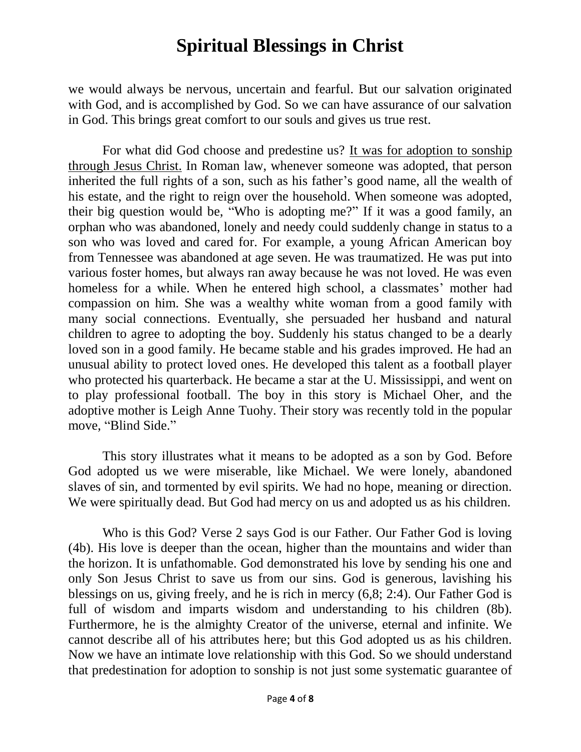we would always be nervous, uncertain and fearful. But our salvation originated with God, and is accomplished by God. So we can have assurance of our salvation in God. This brings great comfort to our souls and gives us true rest.

For what did God choose and predestine us? <u>It was for adoption to sonship through Jesus Christ.</u> In Roman law, whenever someone was adopted, that person inherited the full rights of a son, such as his father's good name, all the wealth of his estate, and the right to reign over the household. When someone was adopted, their big question would be, "Who is adopting me?" If it was a good family, an orphan who was abandoned, lonely and needy could suddenly change in status to a son who was loved and cared for. For example, a young African American boy from Tennessee was abandoned at age seven. He was traumatized. He was put into various foster homes, but always ran away because he was not loved. He was even homeless for a while. When he entered high school, a classmates' mother had compassion on him. She was a wealthy white woman from a good family with many social connections. Eventually, she persuaded her husband and natural children to agree to adopting the boy. Suddenly his status changed to be a dearly loved son in a good family. He became stable and his grades improved. He had an unusual ability to protect loved ones. He developed this talent as a football player who protected his quarterback. He became a star at the U. Mississippi, and went on to play professional football. The boy in this story is Michael Oher, and the adoptive mother is Leigh Anne Tuohy. Their story was recently told in the popular move, "Blind Side."

This story illustrates what it means to be adopted as a son by God. Before God adopted us we were miserable, like Michael. We were lonely, abandoned slaves of sin, and tormented by evil spirits. We had no hope, meaning or direction. We were spiritually dead. But God had mercy on us and adopted us as his children.

Who is this God? Verse 2 says God is our Father. Our Father God is loving (4b). His love is deeper than the ocean, higher than the mountains and wider than the horizon. It is unfathomable. God demonstrated his love by sending his one and only Son Jesus Christ to save us from our sins. God is generous, lavishing his blessings on us, giving freely, and he is rich in mercy (6,8; 2:4). Our Father God is full of wisdom and imparts wisdom and understanding to his children (8b). Furthermore, he is the almighty Creator of the universe, eternal and infinite. We cannot describe all of his attributes here; but this God adopted us as his children. Now we have an intimate love relationship with this God. So we should understand that predestination for adoption to sonship is not just some systematic guarantee of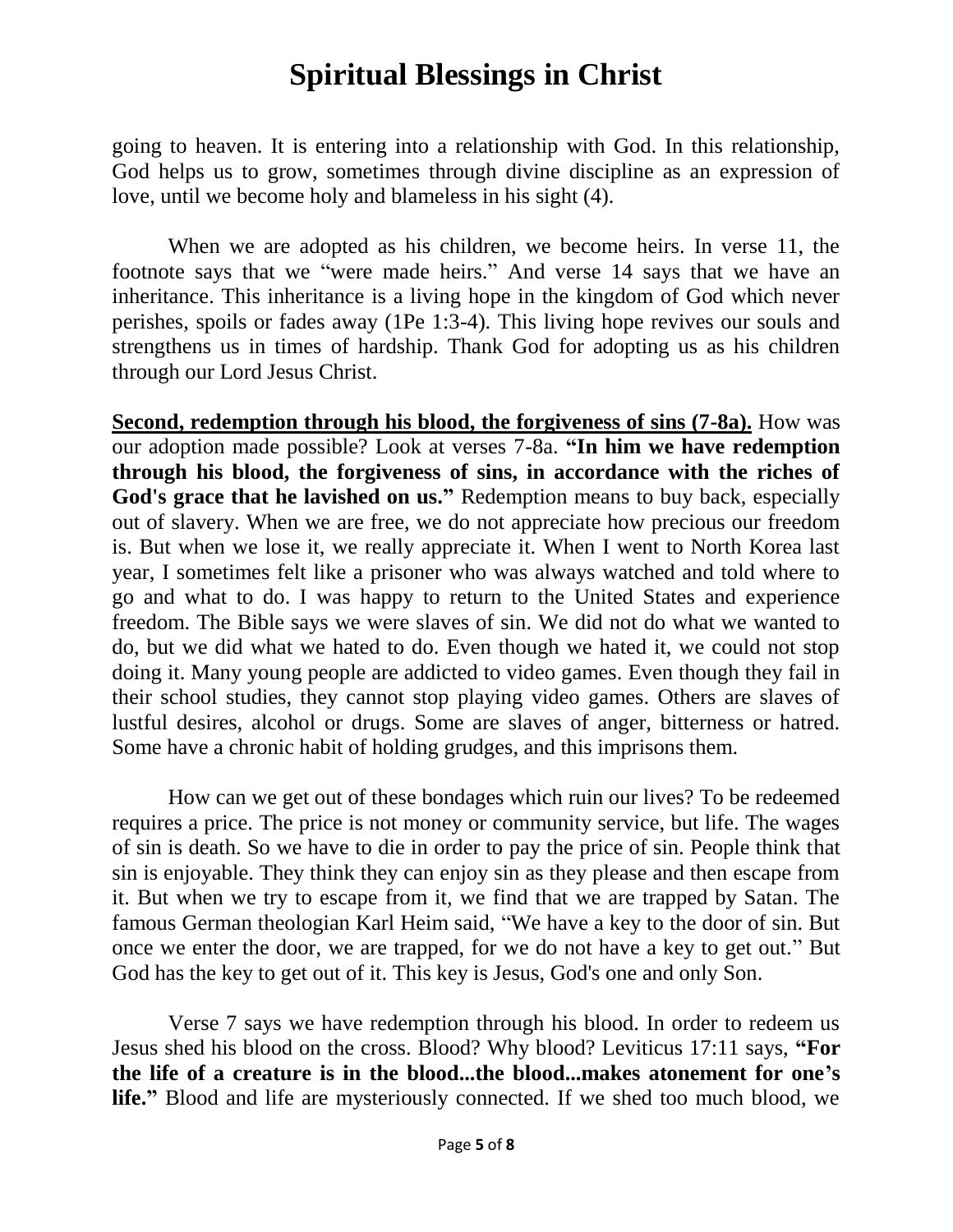going to heaven. It is entering into a relationship with God. In this relationship, God helps us to grow, sometimes through divine discipline as an expression of love, until we become holy and blameless in his sight (4).

When we are adopted as his children, we become heirs. In verse 11, the footnote says that we "were made heirs." And verse 14 says that we have an inheritance. This inheritance is a living hope in the kingdom of God which never perishes, spoils or fades away (1Pe 1:3-4). This living hope revives our souls and strengthens us in times of hardship. Thank God for adopting us as his children through our Lord Jesus Christ.

**<u>Second, redemption through his blood, the forgiveness of sins (7-8a).</u>** How was our adoption made possible? Look at verses 7-8a. **"In him we have redemption through his blood, the forgiveness of sins, in accordance with the riches of God's grace that he lavished on us."** Redemption means to buy back, especially out of slavery. When we are free, we do not appreciate how precious our freedom is. But when we lose it, we really appreciate it. When I went to North Korea last year, I sometimes felt like a prisoner who was always watched and told where to go and what to do. I was happy to return to the United States and experience freedom. The Bible says we were slaves of sin. We did not do what we wanted to do, but we did what we hated to do. Even though we hated it, we could not stop doing it. Many young people are addicted to video games. Even though they fail in their school studies, they cannot stop playing video games. Others are slaves of lustful desires, alcohol or drugs. Some are slaves of anger, bitterness or hatred. Some have a chronic habit of holding grudges, and this imprisons them.

How can we get out of these bondages which ruin our lives? To be redeemed requires a price. The price is not money or community service, but life. The wages of sin is death. So we have to die in order to pay the price of sin. People think that sin is enjoyable. They think they can enjoy sin as they please and then escape from it. But when we try to escape from it, we find that we are trapped by Satan. The famous German theologian Karl Heim said, "We have a key to the door of sin. But once we enter the door, we are trapped, for we do not have a key to get out." But God has the key to get out of it. This key is Jesus, God's one and only Son.

Verse 7 says we have redemption through his blood. In order to redeem us Jesus shed his blood on the cross. Blood? Why blood? Leviticus 17:11 says, **"For the life of a creature is in the blood...the blood...makes atonement for one's life."** Blood and life are mysteriously connected. If we shed too much blood, we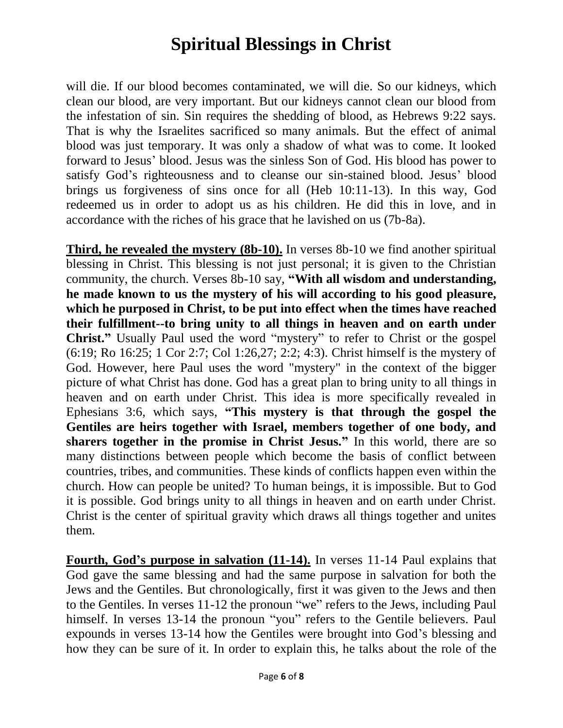will die. If our blood becomes contaminated, we will die. So our kidneys, which clean our blood, are very important. But our kidneys cannot clean our blood from the infestation of sin. Sin requires the shedding of blood, as Hebrews 9:22 says. That is why the Israelites sacrificed so many animals. But the effect of animal blood was just temporary. It was only a shadow of what was to come. It looked forward to Jesus' blood. Jesus was the sinless Son of God. His blood has power to satisfy God's righteousness and to cleanse our sin-stained blood. Jesus' blood brings us forgiveness of sins once for all (Heb 10:11-13). In this way, God redeemed us in order to adopt us as his children. He did this in love, and in accordance with the riches of his grace that he lavished on us (7b-8a).

**Third, he revealed the mystery (8b-10).** In verses 8b-10 we find another spiritual blessing in Christ. This blessing is not just personal; it is given to the Christian community, the church. Verses 8b-10 say, **"With all wisdom and understanding, he made known to us the mystery of his will according to his good pleasure, which he purposed in Christ, to be put into effect when the times have reached their fulfillment--to bring unity to all things in heaven and on earth under Christ."** Usually Paul used the word "mystery" to refer to Christ or the gospel (6:19; Ro 16:25; 1 Cor 2:7; Col 1:26,27; 2:2; 4:3). Christ himself is the mystery of God. However, here Paul uses the word "mystery" in the context of the bigger picture of what Christ has done. God has a great plan to bring unity to all things in heaven and on earth under Christ. This idea is more specifically revealed in Ephesians 3:6, which says, **"This mystery is that through the gospel the Gentiles are heirs together with Israel, members together of one body, and sharers together in the promise in Christ Jesus."** In this world, there are so many distinctions between people which become the basis of conflict between countries, tribes, and communities. These kinds of conflicts happen even within the church. How can people be united? To human beings, it is impossible. But to God it is possible. God brings unity to all things in heaven and on earth under Christ. Christ is the center of spiritual gravity which draws all things together and unites them.

**Fourth, God's purpose in salvation (11-14).** In verses 11-14 Paul explains that God gave the same blessing and had the same purpose in salvation for both the Jews and the Gentiles. But chronologically, first it was given to the Jews and then to the Gentiles. In verses 11-12 the pronoun "we" refers to the Jews, including Paul himself. In verses 13-14 the pronoun "you" refers to the Gentile believers. Paul expounds in verses 13-14 how the Gentiles were brought into God's blessing and how they can be sure of it. In order to explain this, he talks about the role of the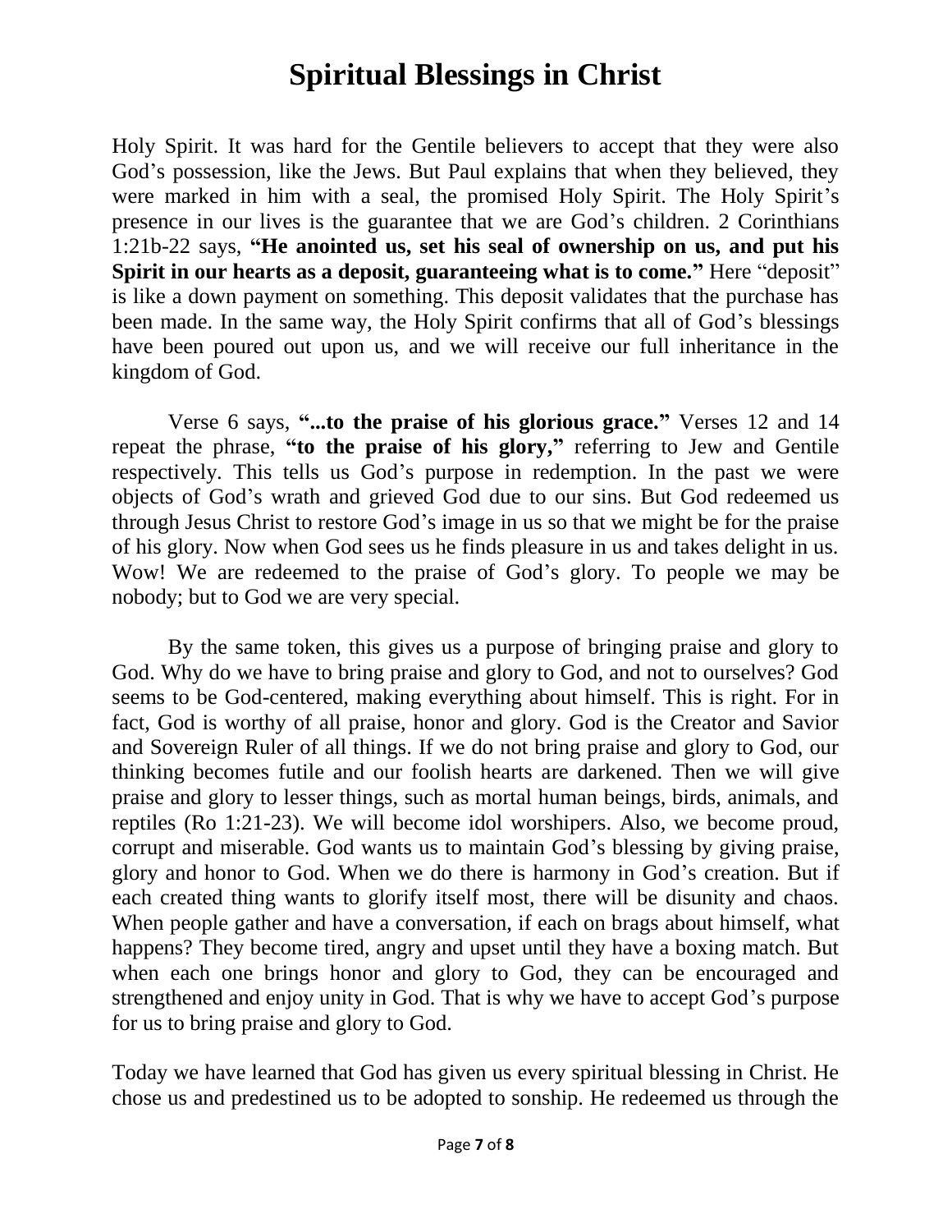# Spiritual Blessings in Christ

Holy Spirit. It was hard for the Gentile believers to accept that they were also God's possession, like the Jews. But Paul explains that when they believed, they were marked in him with a seal, the promised Holy Spirit. The Holy Spirit's presence in our lives is the guarantee that we are God's children. 2 Corinthians 1:21b-22 says, **"He anointed us, set his seal of ownership on us, and put his Spirit in our hearts as a deposit, guaranteeing what is to come."** Here "deposit" is like a down payment on something. This deposit validates that the purchase has been made. In the same way, the Holy Spirit confirms that all of God's blessings have been poured out upon us, and we will receive our full inheritance in the kingdom of God.

Verse 6 says, **"...to the praise of his glorious grace."** Verses 12 and 14 repeat the phrase, **"to the praise of his glory,"** referring to Jew and Gentile respectively. This tells us God's purpose in redemption. In the past we were objects of God's wrath and grieved God due to our sins. But God redeemed us through Jesus Christ to restore God's image in us so that we might be for the praise of his glory. Now when God sees us he finds pleasure in us and takes delight in us. Wow! We are redeemed to the praise of God's glory. To people we may be nobody; but to God we are very special.

By the same token, this gives us a purpose of bringing praise and glory to God. Why do we have to bring praise and glory to God, and not to ourselves? God seems to be God-centered, making everything about himself. This is right. For in fact, God is worthy of all praise, honor and glory. God is the Creator and Savior and Sovereign Ruler of all things. If we do not bring praise and glory to God, our thinking becomes futile and our foolish hearts are darkened. Then we will give praise and glory to lesser things, such as mortal human beings, birds, animals, and reptiles (Ro 1:21-23). We will become idol worshipers. Also, we become proud, corrupt and miserable. God wants us to maintain God's blessing by giving praise, glory and honor to God. When we do there is harmony in God's creation. But if each created thing wants to glorify itself most, there will be disunity and chaos. When people gather and have a conversation, if each on brags about himself, what happens? They become tired, angry and upset until they have a boxing match. But when each one brings honor and glory to God, they can be encouraged and strengthened and enjoy unity in God. That is why we have to accept God's purpose for us to bring praise and glory to God.

Today we have learned that God has given us every spiritual blessing in Christ. He chose us and predestined us to be adopted to sonship. He redeemed us through the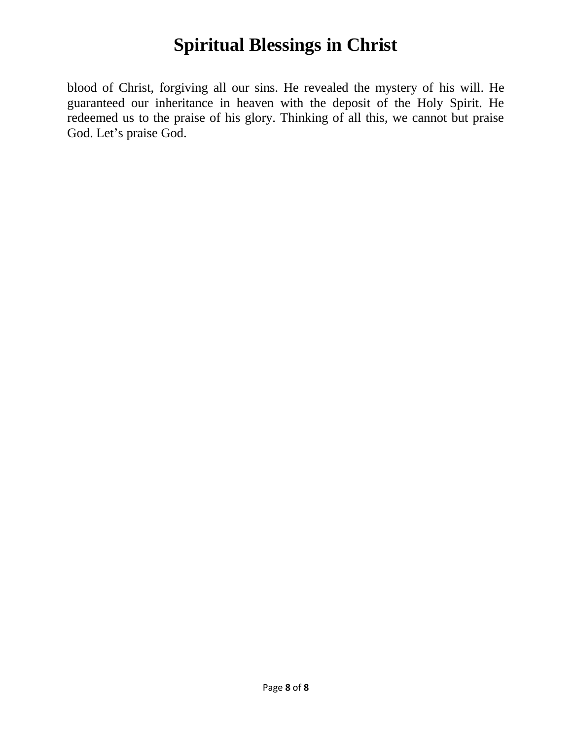blood of Christ, forgiving all our sins. He revealed the mystery of his will. He guaranteed our inheritance in heaven with the deposit of the Holy Spirit. He redeemed us to the praise of his glory. Thinking of all this, we cannot but praise God. Let's praise God.